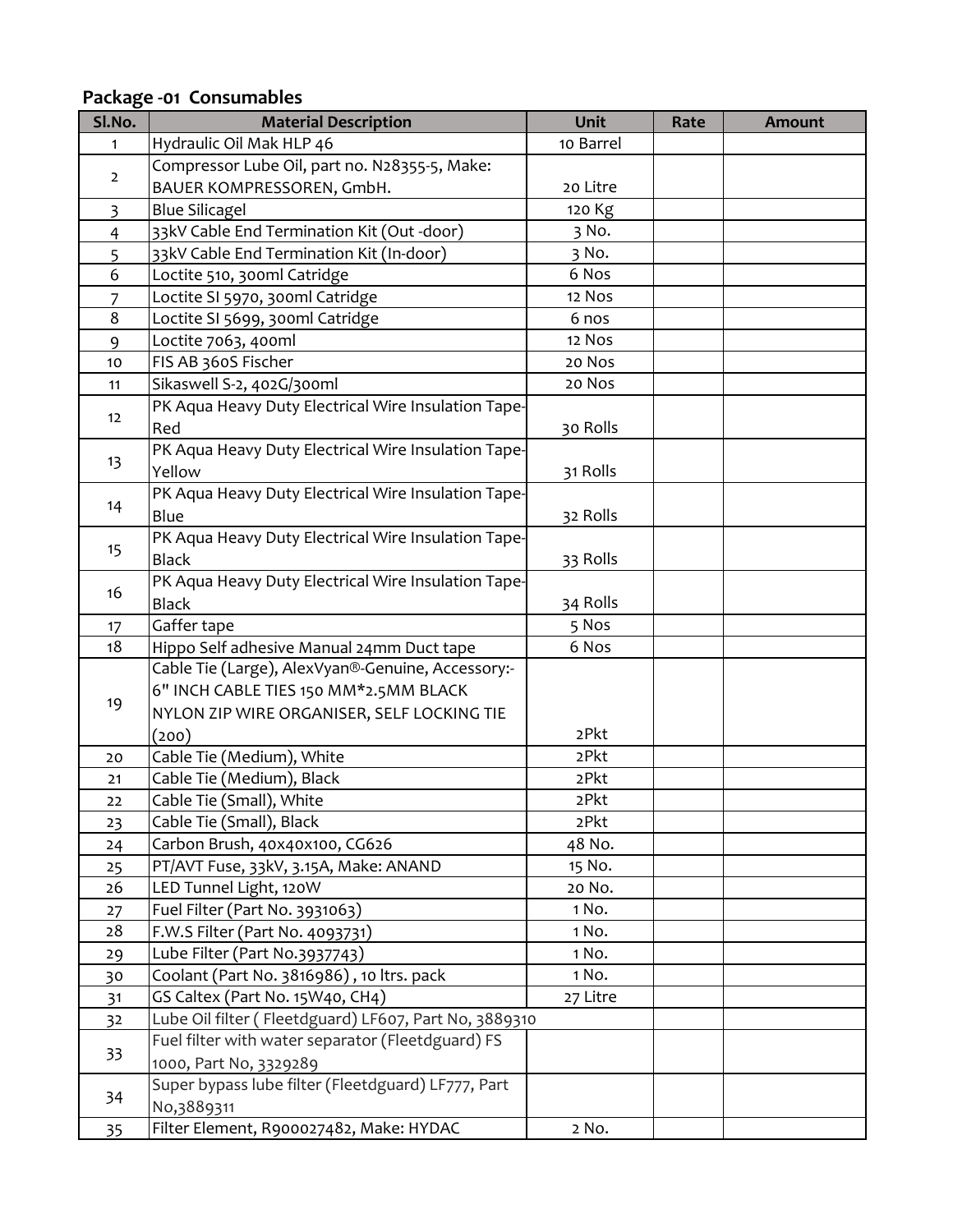## Package -01 Consumables

| Sl.No. | Material Description | Unit | Rate | Amount |
|---|---|---|---|---|
| 1 | Hydraulic Oil Mak HLP 46 | 10 Barrel | | |
| 2 | Compressor Lube Oil, part no. N28355-5, Make: BAUER KOMPRESSOREN, GmbH. | 20 Litre | | |
| 3 | Blue Silicagel | 120 Kg | | |
| 4 | 33kV Cable End Termination Kit (Out -door) | 3 No. | | |
| 5 | 33kV Cable End Termination Kit (In-door) | 3 No. | | |
| 6 | Loctite 510, 300ml Catridge | 6 Nos | | |
| 7 | Loctite SI 5970, 300ml Catridge | 12 Nos | | |
| 8 | Loctite SI 5699, 300ml Catridge | 6 nos | | |
| 9 | Loctite 7063, 400ml | 12 Nos | | |
| 10 | FIS AB 360S Fischer | 20 Nos | | |
| 11 | Sikaswell S-2, 402G/300ml | 20 Nos | | |
| 12 | PK Aqua Heavy Duty Electrical Wire Insulation Tape-Red | 30 Rolls | | |
| 13 | PK Aqua Heavy Duty Electrical Wire Insulation Tape-Yellow | 31 Rolls | | |
| 14 | PK Aqua Heavy Duty Electrical Wire Insulation Tape-Blue | 32 Rolls | | |
| 15 | PK Aqua Heavy Duty Electrical Wire Insulation Tape-Black | 33 Rolls | | |
| 16 | PK Aqua Heavy Duty Electrical Wire Insulation Tape-Black | 34 Rolls | | |
| 17 | Gaffer tape | 5 Nos | | |
| 18 | Hippo Self adhesive Manual 24mm Duct tape | 6 Nos | | |
| 19 | Cable Tie (Large), AlexVyan®-Genuine, Accessory:- 6" INCH CABLE TIES 150 MM*2.5MM BLACK NYLON ZIP WIRE ORGANISER, SELF LOCKING TIE (200) | 2Pkt | | |
| 20 | Cable Tie (Medium), White | 2Pkt | | |
| 21 | Cable Tie (Medium), Black | 2Pkt | | |
| 22 | Cable Tie (Small), White | 2Pkt | | |
| 23 | Cable Tie (Small), Black | 2Pkt | | |
| 24 | Carbon Brush, 40x40x100, CG626 | 48 No. | | |
| 25 | PT/AVT Fuse, 33kV, 3.15A, Make: ANAND | 15 No. | | |
| 26 | LED Tunnel Light, 120W | 20 No. | | |
| 27 | Fuel Filter (Part No. 3931063) | 1 No. | | |
| 28 | F.W.S Filter (Part No. 4093731) | 1 No. | | |
| 29 | Lube Filter (Part No.3937743) | 1 No. | | |
| 30 | Coolant (Part No. 3816986) , 10 ltrs. pack | 1 No. | | |
| 31 | GS Caltex (Part No. 15W40, CH4) | 27 Litre | | |
| 32 | Lube Oil filter ( Fleetdguard) LF607, Part No, 3889310 | | | |
| 33 | Fuel filter with water separator (Fleetdguard) FS 1000, Part No, 3329289 | | | |
| 34 | Super bypass lube filter (Fleetdguard) LF777, Part No,3889311 | | | |
| 35 | Filter Element, R900027482, Make: HYDAC | 2 No. | | |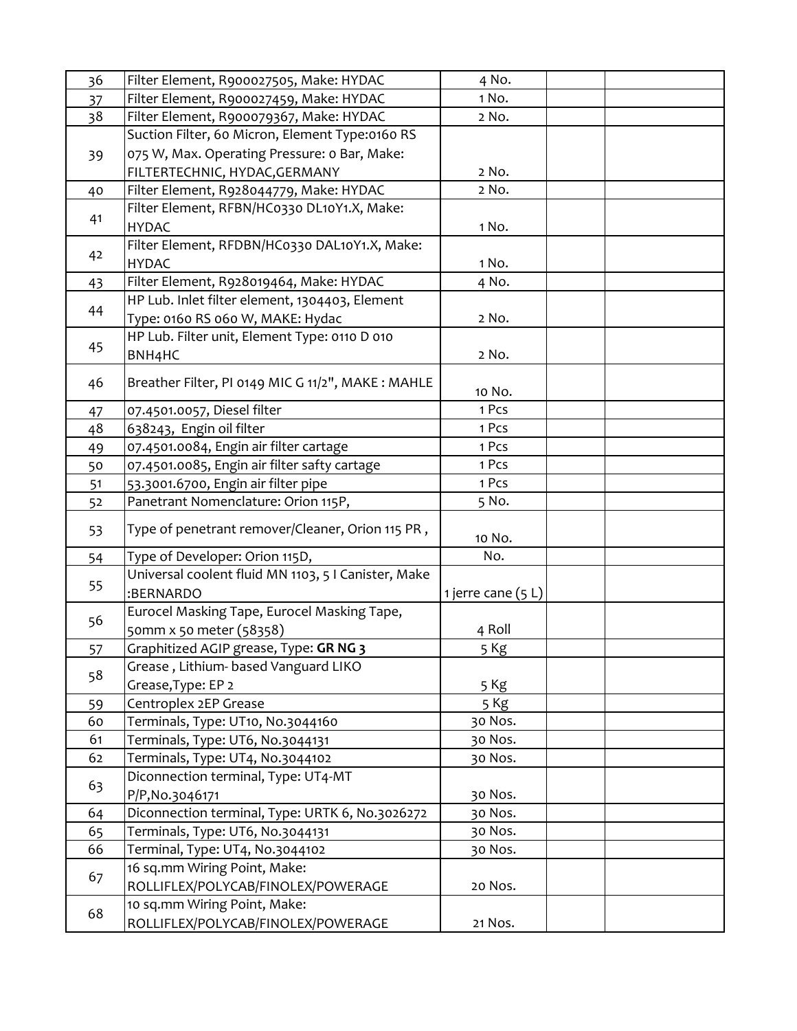| 36 | Filter Element, R900027505, Make: HYDAC | 4 No. | | |
|---|---|---|---|---|
| 37 | Filter Element, R900027459, Make: HYDAC | 1 No. | | |
| 38 | Filter Element, R900079367, Make: HYDAC | 2 No. | | |
| 39 | Suction Filter, 60 Micron, Element Type:0160 RS 075 W, Max. Operating Pressure: 0 Bar, Make: FILTERTECHNIC, HYDAC,GERMANY | 2 No. | | |
| 40 | Filter Element, R928044779, Make: HYDAC | 2 No. | | |
| 41 | Filter Element, RFBN/HC0330 DL10Y1.X, Make: HYDAC | 1 No. | | |
| 42 | Filter Element, RFDBN/HC0330 DAL10Y1.X, Make: HYDAC | 1 No. | | |
| 43 | Filter Element, R928019464, Make: HYDAC | 4 No. | | |
| 44 | HP Lub. Inlet filter element, 1304403, Element Type: 0160 RS 060 W, MAKE: Hydac | 2 No. | | |
| 45 | HP Lub. Filter unit, Element Type: 0110 D 010 BNH4HC | 2 No. | | |
| 46 | Breather Filter, PI 0149 MIC G 11/2", MAKE : MAHLE | 10 No. | | |
| 47 | 07.4501.0057, Diesel filter | 1 Pcs | | |
| 48 | 638243, Engin oil filter | 1 Pcs | | |
| 49 | 07.4501.0084, Engin air filter cartage | 1 Pcs | | |
| 50 | 07.4501.0085, Engin air filter safty cartage | 1 Pcs | | |
| 51 | 53.3001.6700, Engin air filter pipe | 1 Pcs | | |
| 52 | Panetrant Nomenclature: Orion 115P, | 5 No. | | |
| 53 | Type of penetrant remover/Cleaner, Orion 115 PR , | 10 No. | | |
| 54 | Type of Developer: Orion 115D, | No. | | |
| 55 | Universal coolent fluid MN 1103, 5 l Canister, Make :BERNARDO | 1 jerre cane (5 L) | | |
| 56 | Eurocel Masking Tape, Eurocel Masking Tape, 50mm x 50 meter (58358) | 4 Roll | | |
| 57 | Graphitized AGIP grease, Type: **GR NG 3** | 5 Kg | | |
| 58 | Grease , Lithium- based Vanguard LIKO Grease,Type: EP 2 | 5 Kg | | |
| 59 | Centroplex 2EP Grease | 5 Kg | | |
| 60 | Terminals, Type: UT10, No.3044160 | 30 Nos. | | |
| 61 | Terminals, Type: UT6, No.3044131 | 30 Nos. | | |
| 62 | Terminals, Type: UT4, No.3044102 | 30 Nos. | | |
| 63 | Diconnection terminal, Type: UT4-MT P/P,No.3046171 | 30 Nos. | | |
| 64 | Diconnection terminal, Type: URTK 6, No.3026272 | 30 Nos. | | |
| 65 | Terminals, Type: UT6, No.3044131 | 30 Nos. | | |
| 66 | Terminal, Type: UT4, No.3044102 | 30 Nos. | | |
| 67 | 16 sq.mm Wiring Point, Make: ROLLIFLEX/POLYCAB/FINOLEX/POWERAGE | 20 Nos. | | |
| 68 | 10 sq.mm Wiring Point, Make: ROLLIFLEX/POLYCAB/FINOLEX/POWERAGE | 21 Nos. | | |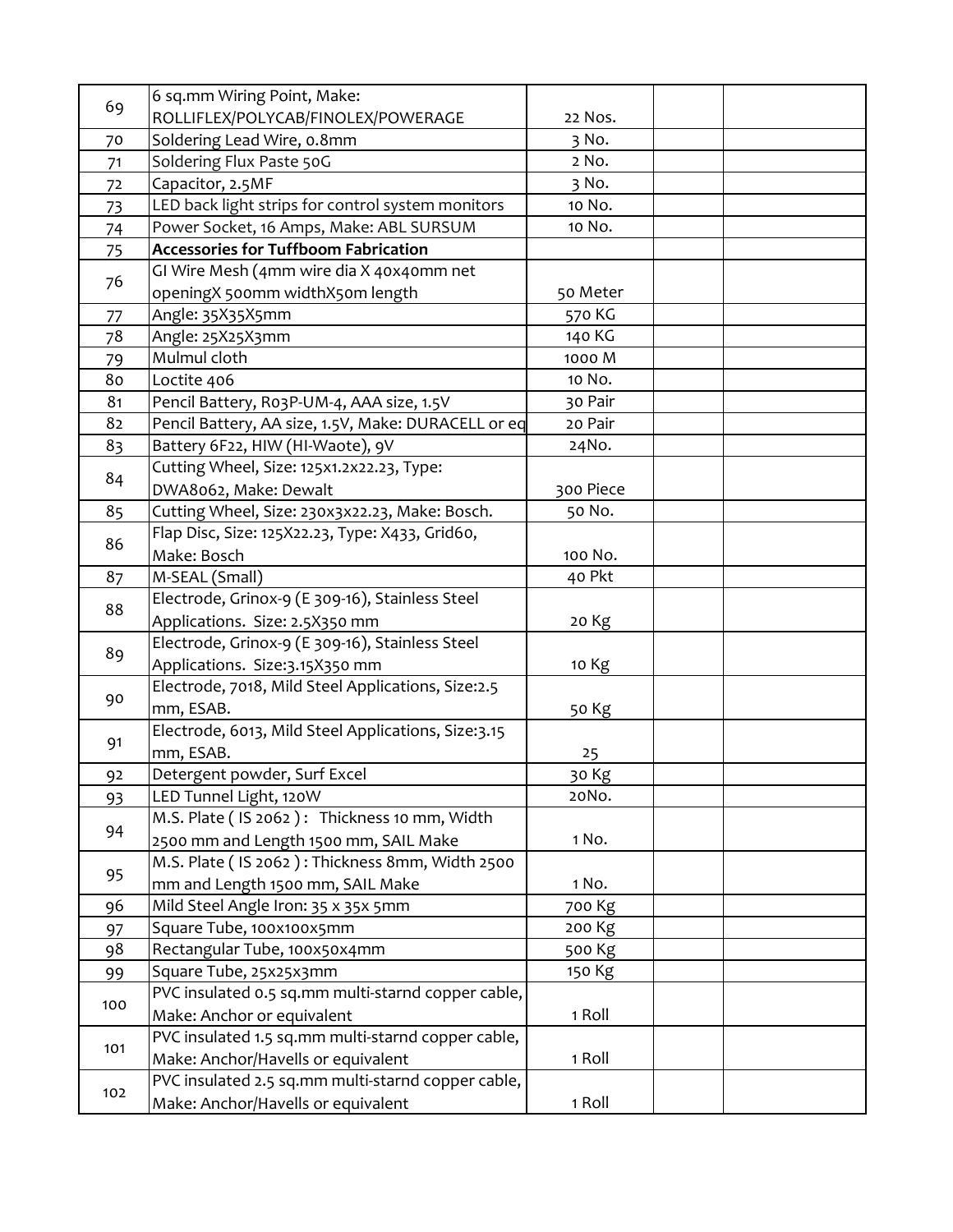| | | | | |
|---|---|---|---|---|
| 69 | 6 sq.mm Wiring Point, Make: ROLLIFLEX/POLYCAB/FINOLEX/POWERAGE | 22 Nos. | | |
| 70 | Soldering Lead Wire, 0.8mm | 3 No. | | |
| 71 | Soldering Flux Paste 50G | 2 No. | | |
| 72 | Capacitor, 2.5MF | 3 No. | | |
| 73 | LED back light strips for control system monitors | 10 No. | | |
| 74 | Power Socket, 16 Amps, Make: ABL SURSUM | 10 No. | | |
| 75 | **Accessories for Tuffboom Fabrication** | | | |
| 76 | GI Wire Mesh (4mm wire dia X 40x40mm net openingX 500mm widthX50m length | 50 Meter | | |
| 77 | Angle: 35X35X5mm | 570 KG | | |
| 78 | Angle: 25X25X3mm | 140 KG | | |
| 79 | Mulmul cloth | 1000 M | | |
| 80 | Loctite 406 | 10 No. | | |
| 81 | Pencil Battery, R03P-UM-4, AAA size, 1.5V | 30 Pair | | |
| 82 | Pencil Battery, AA size, 1.5V, Make: DURACELL or eq | 20 Pair | | |
| 83 | Battery 6F22, HIW (HI-Waote), 9V | 24No. | | |
| 84 | Cutting Wheel, Size: 125x1.2x22.23, Type: DWA8062, Make: Dewalt | 300 Piece | | |
| 85 | Cutting Wheel, Size: 230x3x22.23, Make: Bosch. | 50 No. | | |
| 86 | Flap Disc, Size: 125X22.23, Type: X433, Grid60, Make: Bosch | 100 No. | | |
| 87 | M-SEAL (Small) | 40 Pkt | | |
| 88 | Electrode, Grinox-9 (E 309-16), Stainless Steel Applications. Size: 2.5X350 mm | 20 Kg | | |
| 89 | Electrode, Grinox-9 (E 309-16), Stainless Steel Applications. Size:3.15X350 mm | 10 Kg | | |
| 90 | Electrode, 7018, Mild Steel Applications, Size:2.5 mm, ESAB. | 50 Kg | | |
| 91 | Electrode, 6013, Mild Steel Applications, Size:3.15 mm, ESAB. | 25 | | |
| 92 | Detergent powder, Surf Excel | 30 Kg | | |
| 93 | LED Tunnel Light, 120W | 20No. | | |
| 94 | M.S. Plate ( IS 2062 ) : Thickness 10 mm, Width 2500 mm and Length 1500 mm, SAIL Make | 1 No. | | |
| 95 | M.S. Plate ( IS 2062 ) : Thickness 8mm, Width 2500 mm and Length 1500 mm, SAIL Make | 1 No. | | |
| 96 | Mild Steel Angle Iron: 35 x 35x 5mm | 700 Kg | | |
| 97 | Square Tube, 100x100x5mm | 200 Kg | | |
| 98 | Rectangular Tube, 100x50x4mm | 500 Kg | | |
| 99 | Square Tube, 25x25x3mm | 150 Kg | | |
| 100 | PVC insulated 0.5 sq.mm multi-starnd copper cable, Make: Anchor or equivalent | 1 Roll | | |
| 101 | PVC insulated 1.5 sq.mm multi-starnd copper cable, Make: Anchor/Havells or equivalent | 1 Roll | | |
| 102 | PVC insulated 2.5 sq.mm multi-starnd copper cable, Make: Anchor/Havells or equivalent | 1 Roll | | |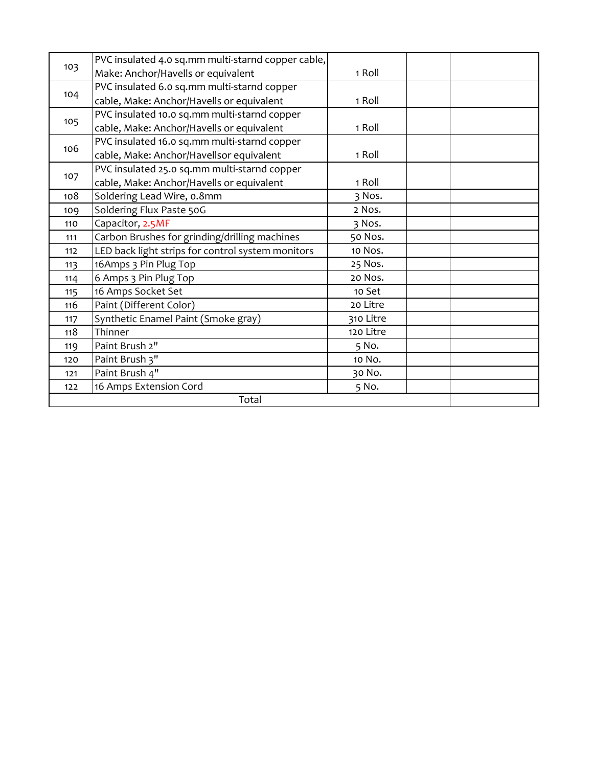| | | | | |
|---|---|---|---|---|
| 103 | PVC insulated 4.0 sq.mm multi-starnd copper cable, Make: Anchor/Havells or equivalent | 1 Roll | | |
| 104 | PVC insulated 6.0 sq.mm multi-starnd copper cable, Make: Anchor/Havells or equivalent | 1 Roll | | |
| 105 | PVC insulated 10.0 sq.mm multi-starnd copper cable, Make: Anchor/Havells or equivalent | 1 Roll | | |
| 106 | PVC insulated 16.0 sq.mm multi-starnd copper cable, Make: Anchor/Havellsor equivalent | 1 Roll | | |
| 107 | PVC insulated 25.0 sq.mm multi-starnd copper cable, Make: Anchor/Havells or equivalent | 1 Roll | | |
| 108 | Soldering Lead Wire, 0.8mm | 3 Nos. | | |
| 109 | Soldering Flux Paste 50G | 2 Nos. | | |
| 110 | Capacitor, 2.5MF | 3 Nos. | | |
| 111 | Carbon Brushes for grinding/drilling machines | 50 Nos. | | |
| 112 | LED back light strips for control system monitors | 10 Nos. | | |
| 113 | 16Amps 3 Pin Plug Top | 25 Nos. | | |
| 114 | 6 Amps 3 Pin Plug Top | 20 Nos. | | |
| 115 | 16 Amps Socket Set | 10 Set | | |
| 116 | Paint (Different Color) | 20 Litre | | |
| 117 | Synthetic Enamel Paint (Smoke gray) | 310 Litre | | |
| 118 | Thinner | 120 Litre | | |
| 119 | Paint Brush 2" | 5 No. | | |
| 120 | Paint Brush 3" | 10 No. | | |
| 121 | Paint Brush 4" | 30 No. | | |
| 122 | 16 Amps Extension Cord | 5 No. | | |
| Total | | | | |